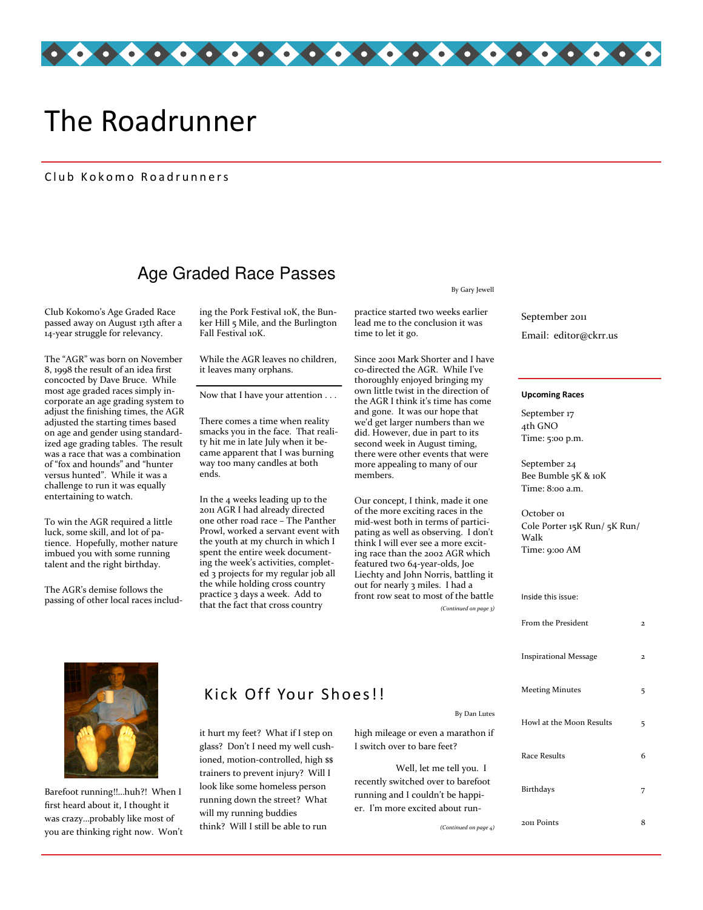# The Roadrunner

Club Kokomo Roadrunners

## Age Graded Race Passes

By Gary Jewell

Club Kokomo's Age Graded Race passed away on August 13th after a 14-year struggle for relevancy.

The "AGR" was born on November 8, 1998 the result of an idea first concocted by Dave Bruce. While most age graded races simply incorporate an age grading system to adjust the finishing times, the AGR adjusted the starting times based on age and gender using standardized age grading tables. The result was a race that was a combination of "fox and hounds" and "hunter versus hunted". While it was a challenge to run it was equally entertaining to watch.

To win the AGR required a little luck, some skill, and lot of patience. Hopefully, mother nature imbued you with some running talent and the right birthday.

The AGR's demise follows the passing of other local races including the Pork Festival 10K, the Bunker Hill 5 Mile, and the Burlington Fall Festival 10K.

While the AGR leaves no children, it leaves many orphans.

---

Now that I have your attention . . .

There comes a time when reality smacks you in the face. That reality hit me in late July when it became apparent that I was burning way too many candles at both ends.

In the 4 weeks leading up to the 2011 AGR I had already directed one other road race – The Panther Prowl, worked a servant event with the youth at my church in which I spent the entire week documenting the week's activities, completed 3 projects for my regular job all the while holding cross country practice 3 days a week. Add to that the fact that cross country practice started two weeks earlier lead me to the conclusion it was time to let it go.

Since 2001 Mark Shorter and I have co-directed the AGR. While I've thoroughly enjoyed bringing my own little twist in the direction of the AGR I think it's time has come and gone. It was our hope that we'd get larger numbers than we did. However, due in part to its second week in August timing, there were other events that were more appealing to many of our members.

Our concept, I think, made it one of the more exciting races in the mid-west both in terms of participating as well as observing. I don't think I will ever see a more exciting race than the 2002 AGR which featured two 64-year-olds, Joe Liechty and John Norris, battling it out for nearly 3 miles. I had a front row seat to the battle

*(Continued on page 3)*

September 2011

Email: editor@ckrr.us

**Upcoming Races**

September 17
4th GNO
Time: 5:00 p.m.

September 24
Bee Bumble 5K & 10K
Time: 8:00 a.m.

October 01
Cole Porter 15K Run/ 5K Run/ Walk
Time: 9:00 AM

Inside this issue:

| | |
|---|---|
| From the President | 2 |
| Inspirational Message | 2 |
| Meeting Minutes | 5 |
| Howl at the Moon Results | 5 |
| Race Results | 6 |
| Birthdays | 7 |
| 2011 Points | 8 |

## Kick Off Your Shoes!!

By Dan Lutes

Barefoot running!!...huh?! When I first heard about it, I thought it was crazy...probably like most of you are thinking right now. Won't it hurt my feet? What if I step on glass? Don't I need my well cushioned, motion-controlled, high $$ trainers to prevent injury? Will I look like some homeless person running down the street? What will my running buddies think? Will I still be able to run high mileage or even a marathon if I switch over to bare feet?

Well, let me tell you. I recently switched over to barefoot running and I couldn't be happier. I'm more excited about run-

*(Continued on page 4)*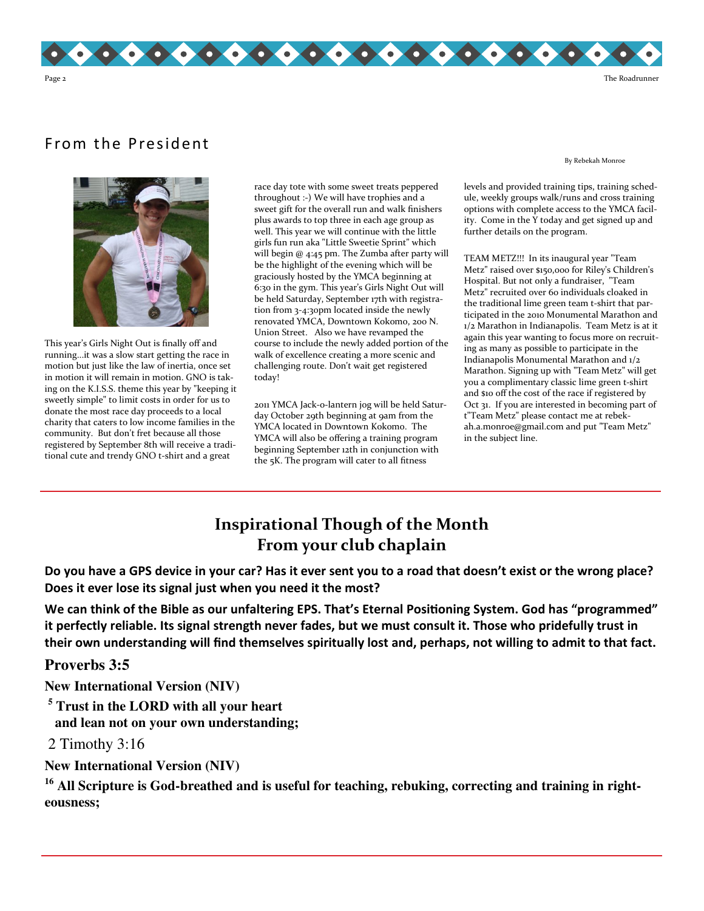## From the President

By Rebekah Monroe

This year's Girls Night Out is finally off and running...it was a slow start getting the race in motion but just like the law of inertia, once set in motion it will remain in motion. GNO is taking on the K.I.S.S. theme this year by "keeping it sweetly simple" to limit costs in order for us to donate the most race day proceeds to a local charity that caters to low income families in the community. But don't fret because all those registered by September 8th will receive a traditional cute and trendy GNO t-shirt and a great race day tote with some sweet treats peppered throughout :-) We will have trophies and a sweet gift for the overall run and walk finishers plus awards to top three in each age group as well. This year we will continue with the little girls fun run aka "Little Sweetie Sprint" which will begin @ 4:45 pm. The Zumba after party will be the highlight of the evening which will be graciously hosted by the YMCA beginning at 6:30 in the gym. This year's Girls Night Out will be held Saturday, September 17th with registration from 3-4:30pm located inside the newly renovated YMCA, Downtown Kokomo, 200 N. Union Street. Also we have revamped the course to include the newly added portion of the walk of excellence creating a more scenic and challenging route. Don't wait get registered today!

2011 YMCA Jack-o-lantern jog will be held Saturday October 29th beginning at 9am from the YMCA located in Downtown Kokomo. The YMCA will also be offering a training program beginning September 12th in conjunction with the 5K. The program will cater to all fitness levels and provided training tips, training schedule, weekly groups walk/runs and cross training options with complete access to the YMCA facility. Come in the Y today and get signed up and further details on the program.

TEAM METZ!!! In its inaugural year "Team Metz" raised over $150,000 for Riley's Children's Hospital. But not only a fundraiser, "Team Metz" recruited over 60 individuals cloaked in the traditional lime green team t-shirt that participated in the 2010 Monumental Marathon and 1/2 Marathon in Indianapolis. Team Metz is at it again this year wanting to focus more on recruiting as many as possible to participate in the Indianapolis Monumental Marathon and 1/2 Marathon. Signing up with "Team Metz" will get you a complimentary classic lime green t-shirt and $10 off the cost of the race if registered by Oct 31. If you are interested in becoming part of t"Team Metz" please contact me at rebekah.a.monroe@gmail.com and put "Team Metz" in the subject line.

## Inspirational Though of the Month
## From your club chaplain

**Do you have a GPS device in your car? Has it ever sent you to a road that doesn't exist or the wrong place? Does it ever lose its signal just when you need it the most?**

**We can think of the Bible as our unfaltering EPS. That's Eternal Positioning System. God has "programmed" it perfectly reliable. Its signal strength never fades, but we must consult it. Those who pridefully trust in their own understanding will find themselves spiritually lost and, perhaps, not willing to admit to that fact.**

### Proverbs 3:5

**New International Version (NIV)**

**5 Trust in the LORD with all your heart**
**and lean not on your own understanding;**

2 Timothy 3:16

**New International Version (NIV)**

**16 All Scripture is God-breathed and is useful for teaching, rebuking, correcting and training in righteousness;**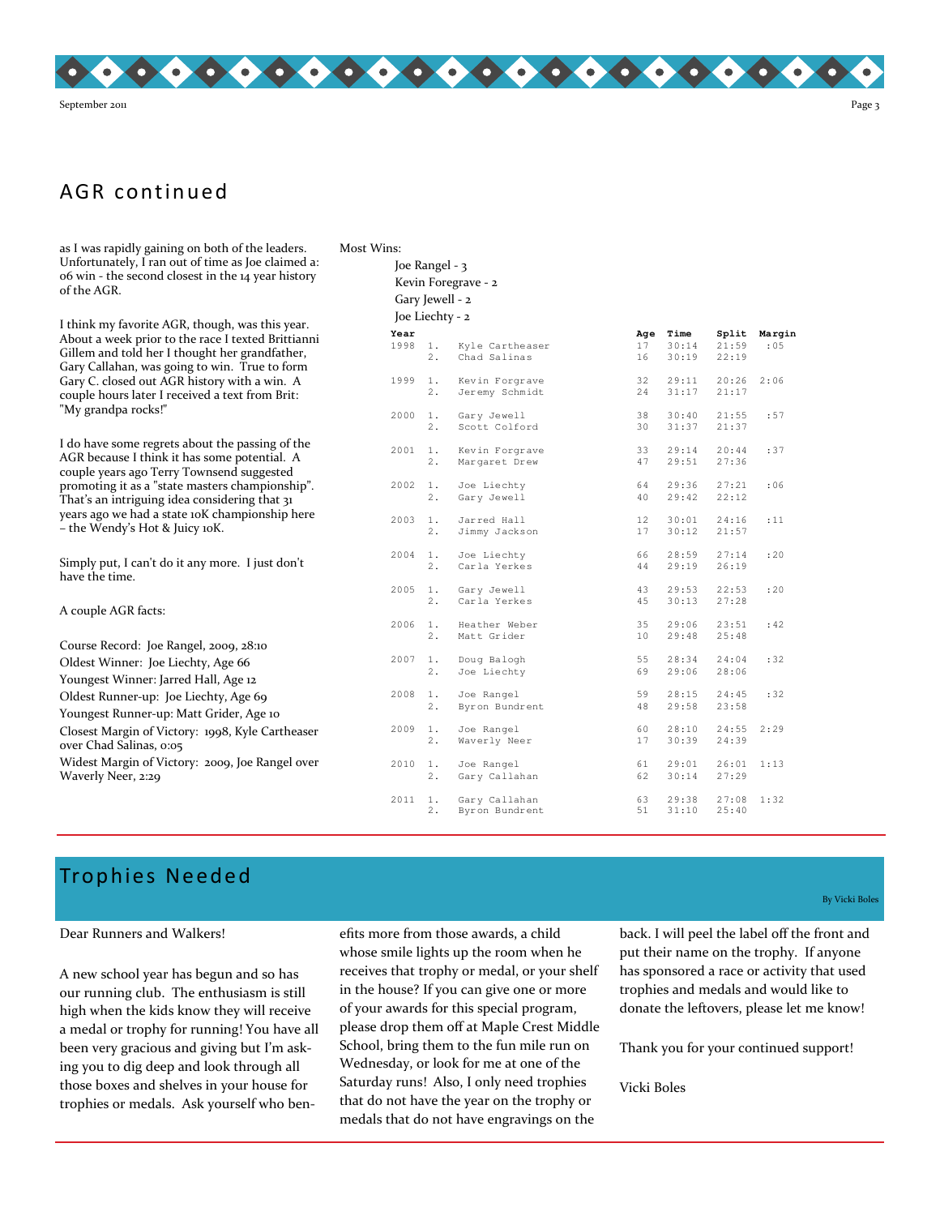## AGR continued

as I was rapidly gaining on both of the leaders. Unfortunately, I ran out of time as Joe claimed a: 06 win - the second closest in the 14 year history of the AGR.

I think my favorite AGR, though, was this year. About a week prior to the race I texted Brittianni Gillem and told her I thought her grandfather, Gary Callahan, was going to win. True to form Gary C. closed out AGR history with a win. A couple hours later I received a text from Brit: "My grandpa rocks!"

I do have some regrets about the passing of the AGR because I think it has some potential. A couple years ago Terry Townsend suggested promoting it as a "state masters championship". That's an intriguing idea considering that 31 years ago we had a state 10K championship here – the Wendy's Hot & Juicy 10K.

Simply put, I can't do it any more. I just don't have the time.

A couple AGR facts:

Course Record: Joe Rangel, 2009, 28:10
Oldest Winner: Joe Liechty, Age 66
Youngest Winner: Jarred Hall, Age 12
Oldest Runner-up: Joe Liechty, Age 69
Youngest Runner-up: Matt Grider, Age 10
Closest Margin of Victory: 1998, Kyle Cartheaser over Chad Salinas, 0:05
Widest Margin of Victory: 2009, Joe Rangel over Waverly Neer, 2:29

Most Wins:

- Joe Rangel - 3
- Kevin Foregrave - 2
- Gary Jewell - 2
- Joe Liechty - 2

| Year | | | Age | Time | Split | Margin |
|---|---|---|---|---|---|---|
| 1998 | 1. | Kyle Cartheaser | 17 | 30:14 | 21:59 | :05 |
| | 2. | Chad Salinas | 16 | 30:19 | 22:19 | |
| 1999 | 1. | Kevin Forgrave | 32 | 29:11 | 20:26 | 2:06 |
| | 2. | Jeremy Schmidt | 24 | 31:17 | 21:17 | |
| 2000 | 1. | Gary Jewell | 38 | 30:40 | 21:55 | :57 |
| | 2. | Scott Colford | 30 | 31:37 | 21:37 | |
| 2001 | 1. | Kevin Forgrave | 33 | 29:14 | 20:44 | :37 |
| | 2. | Margaret Drew | 47 | 29:51 | 27:36 | |
| 2002 | 1. | Joe Liechty | 64 | 29:36 | 27:21 | :06 |
| | 2. | Gary Jewell | 40 | 29:42 | 22:12 | |
| 2003 | 1. | Jarred Hall | 12 | 30:01 | 24:16 | :11 |
| | 2. | Jimmy Jackson | 17 | 30:12 | 21:57 | |
| 2004 | 1. | Joe Liechty | 66 | 28:59 | 27:14 | :20 |
| | 2. | Carla Yerkes | 44 | 29:19 | 26:19 | |
| 2005 | 1. | Gary Jewell | 43 | 29:53 | 22:53 | :20 |
| | 2. | Carla Yerkes | 45 | 30:13 | 27:28 | |
| 2006 | 1. | Heather Weber | 35 | 29:06 | 23:51 | :42 |
| | 2. | Matt Grider | 10 | 29:48 | 25:48 | |
| 2007 | 1. | Doug Balogh | 55 | 28:34 | 24:04 | :32 |
| | 2. | Joe Liechty | 69 | 29:06 | 28:06 | |
| 2008 | 1. | Joe Rangel | 59 | 28:15 | 24:45 | :32 |
| | 2. | Byron Bundrent | 48 | 29:58 | 23:58 | |
| 2009 | 1. | Joe Rangel | 60 | 28:10 | 24:55 | 2:29 |
| | 2. | Waverly Neer | 17 | 30:39 | 24:39 | |
| 2010 | 1. | Joe Rangel | 61 | 29:01 | 26:01 | 1:13 |
| | 2. | Gary Callahan | 62 | 30:14 | 27:29 | |
| 2011 | 1. | Gary Callahan | 63 | 29:38 | 27:08 | 1:32 |
| | 2. | Byron Bundrent | 51 | 31:10 | 25:40 | |

## Trophies Needed

By Vicki Boles

Dear Runners and Walkers!

A new school year has begun and so has our running club. The enthusiasm is still high when the kids know they will receive a medal or trophy for running! You have all been very gracious and giving but I'm asking you to dig deep and look through all those boxes and shelves in your house for trophies or medals. Ask yourself who benefits more from those awards, a child whose smile lights up the room when he receives that trophy or medal, or your shelf in the house? If you can give one or more of your awards for this special program, please drop them off at Maple Crest Middle School, bring them to the fun mile run on Wednesday, or look for me at one of the Saturday runs! Also, I only need trophies that do not have the year on the trophy or medals that do not have engravings on the back. I will peel the label off the front and put their name on the trophy. If anyone has sponsored a race or activity that used trophies and medals and would like to donate the leftovers, please let me know!

Thank you for your continued support!

Vicki Boles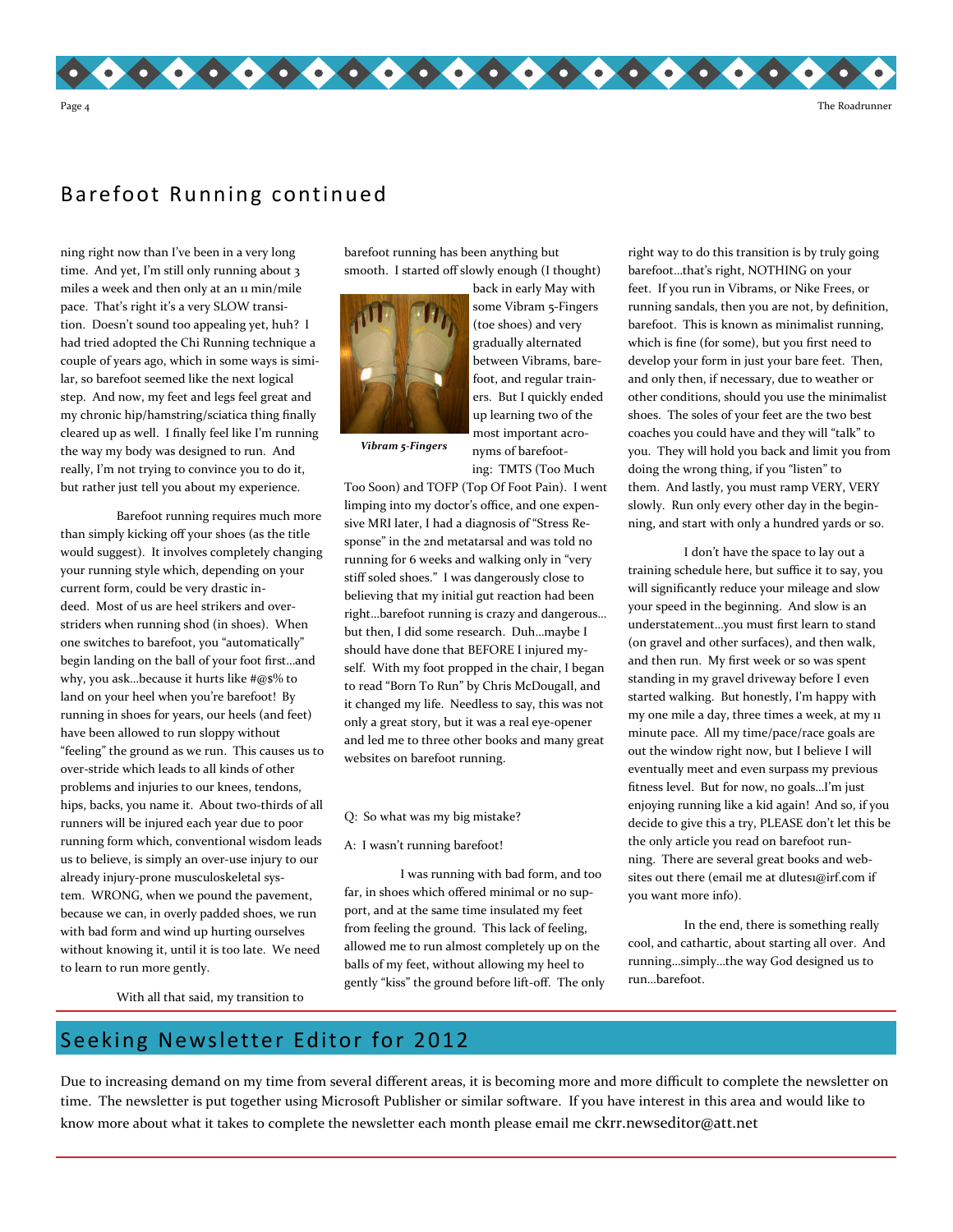## Barefoot Running continued

ning right now than I've been in a very long time. And yet, I'm still only running about 3 miles a week and then only at an 11 min/mile pace. That's right it's a very SLOW transition. Doesn't sound too appealing yet, huh? I had tried adopted the Chi Running technique a couple of years ago, which in some ways is similar, so barefoot seemed like the next logical step. And now, my feet and legs feel great and my chronic hip/hamstring/sciatica thing finally cleared up as well. I finally feel like I'm running the way my body was designed to run. And really, I'm not trying to convince you to do it, but rather just tell you about my experience.

Barefoot running requires much more than simply kicking off your shoes (as the title would suggest). It involves completely changing your running style which, depending on your current form, could be very drastic indeed. Most of us are heel strikers and over-striders when running shod (in shoes). When one switches to barefoot, you "automatically" begin landing on the ball of your foot first…and why, you ask…because it hurts like #@$% to land on your heel when you're barefoot! By running in shoes for years, our heels (and feet) have been allowed to run sloppy without "feeling" the ground as we run. This causes us to over-stride which leads to all kinds of other problems and injuries to our knees, tendons, hips, backs, you name it. About two-thirds of all runners will be injured each year due to poor running form which, conventional wisdom leads us to believe, is simply an over-use injury to our already injury-prone musculoskeletal system. WRONG, when we pound the pavement, because we can, in overly padded shoes, we run with bad form and wind up hurting ourselves without knowing it, until it is too late. We need to learn to run more gently.

With all that said, my transition to barefoot running has been anything but smooth. I started off slowly enough (I thought) back in early May with some Vibram 5-Fingers (toe shoes) and very gradually alternated between Vibrams, barefoot, and regular trainers. But I quickly ended up learning two of the most important acronyms of barefooting: TMTS (Too Much Too Soon) and TOFP (Top Of Foot Pain). I went limping into my doctor's office, and one expensive MRI later, I had a diagnosis of "Stress Response" in the 2nd metatarsal and was told no running for 6 weeks and walking only in "very stiff soled shoes." I was dangerously close to believing that my initial gut reaction had been right…barefoot running is crazy and dangerous…but then, I did some research. Duh…maybe I should have done that BEFORE I injured myself. With my foot propped in the chair, I began to read "Born To Run" by Chris McDougall, and it changed my life. Needless to say, this was not only a great story, but it was a real eye-opener and led me to three other books and many great websites on barefoot running.

*Vibram 5-Fingers*

Q: So what was my big mistake?

A: I wasn't running barefoot!

I was running with bad form, and too far, in shoes which offered minimal or no support, and at the same time insulated my feet from feeling the ground. This lack of feeling, allowed me to run almost completely up on the balls of my feet, without allowing my heel to gently "kiss" the ground before lift-off. The only right way to do this transition is by truly going barefoot…that's right, NOTHING on your feet. If you run in Vibrams, or Nike Frees, or running sandals, then you are not, by definition, barefoot. This is known as minimalist running, which is fine (for some), but you first need to develop your form in just your bare feet. Then, and only then, if necessary, due to weather or other conditions, should you use the minimalist shoes. The soles of your feet are the two best coaches you could have and they will "talk" to you. They will hold you back and limit you from doing the wrong thing, if you "listen" to them. And lastly, you must ramp VERY, VERY slowly. Run only every other day in the beginning, and start with only a hundred yards or so.

I don't have the space to lay out a training schedule here, but suffice it to say, you will significantly reduce your mileage and slow your speed in the beginning. And slow is an understatement…you must first learn to stand (on gravel and other surfaces), and then walk, and then run. My first week or so was spent standing in my gravel driveway before I even started walking. But honestly, I'm happy with my one mile a day, three times a week, at my 11 minute pace. All my time/pace/race goals are out the window right now, but I believe I will eventually meet and even surpass my previous fitness level. But for now, no goals…I'm just enjoying running like a kid again! And so, if you decide to give this a try, PLEASE don't let this be the only article you read on barefoot running. There are several great books and websites out there (email me at dlutes1@irf.com if you want more info).

In the end, there is something really cool, and cathartic, about starting all over. And running…simply…the way God designed us to run…barefoot.

## Seeking Newsletter Editor for 2012

Due to increasing demand on my time from several different areas, it is becoming more and more difficult to complete the newsletter on time. The newsletter is put together using Microsoft Publisher or similar software. If you have interest in this area and would like to know more about what it takes to complete the newsletter each month please email me ckrr.newseditor@att.net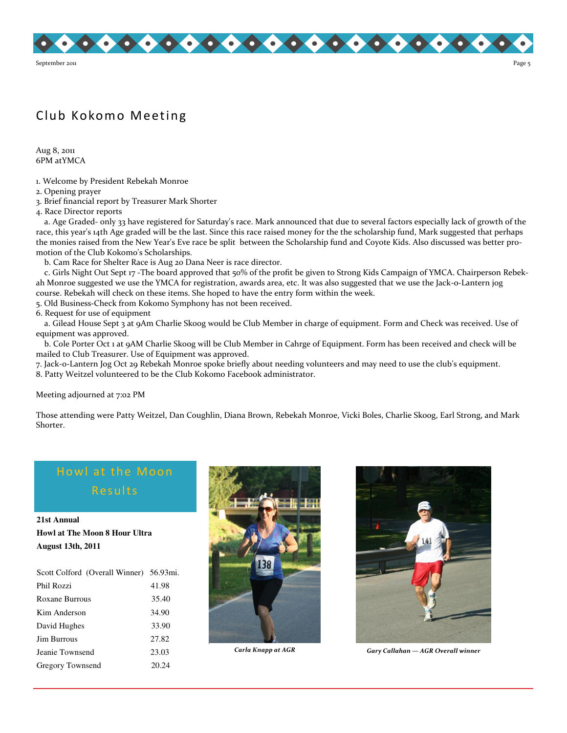# Club Kokomo Meeting

Aug 8, 2011
6PM atYMCA

1. Welcome by President Rebekah Monroe
2. Opening prayer
3. Brief financial report by Treasurer Mark Shorter
4. Race Director reports

   a. Age Graded- only 33 have registered for Saturday's race. Mark announced that due to several factors especially lack of growth of the race, this year's 14th Age graded will be the last. Since this race raised money for the the scholarship fund, Mark suggested that perhaps the monies raised from the New Year's Eve race be split between the Scholarship fund and Coyote Kids. Also discussed was better promotion of the Club Kokomo's Scholarships.

   b. Cam Race for Shelter Race is Aug 20 Dana Neer is race director.

   c. Girls Night Out Sept 17 -The board approved that 50% of the profit be given to Strong Kids Campaign of YMCA. Chairperson Rebekah Monroe suggested we use the YMCA for registration, awards area, etc. It was also suggested that we use the Jack-o-Lantern jog course. Rebekah will check on these items. She hoped to have the entry form within the week.

5. Old Business-Check from Kokomo Symphony has not been received.
6. Request for use of equipment

   a. Gilead House Sept 3 at 9Am Charlie Skoog would be Club Member in charge of equipment. Form and Check was received. Use of equipment was approved.

   b. Cole Porter Oct 1 at 9AM Charlie Skoog will be Club Member in Cahrge of Equipment. Form has been received and check will be mailed to Club Treasurer. Use of Equipment was approved.

7. Jack-o-Lantern Jog Oct 29 Rebekah Monroe spoke briefly about needing volunteers and may need to use the club's equipment.
8. Patty Weitzel volunteered to be the Club Kokomo Facebook administrator.

Meeting adjourned at 7:02 PM

Those attending were Patty Weitzel, Dan Coughlin, Diana Brown, Rebekah Monroe, Vicki Boles, Charlie Skoog, Earl Strong, and Mark Shorter.

## Howl at the Moon Results

**21st Annual**
**Howl at The Moon 8 Hour Ultra**
**August 13th, 2011**

| | |
|---|---|
| Scott Colford (Overall Winner) | 56.93mi. |
| Phil Rozzi | 41.98 |
| Roxane Burrous | 35.40 |
| Kim Anderson | 34.90 |
| David Hughes | 33.90 |
| Jim Burrous | 27.82 |
| Jeanie Townsend | 23.03 |
| Gregory Townsend | 20.24 |

*Carla Knapp at AGR*

*Gary Callahan — AGR Overall winner*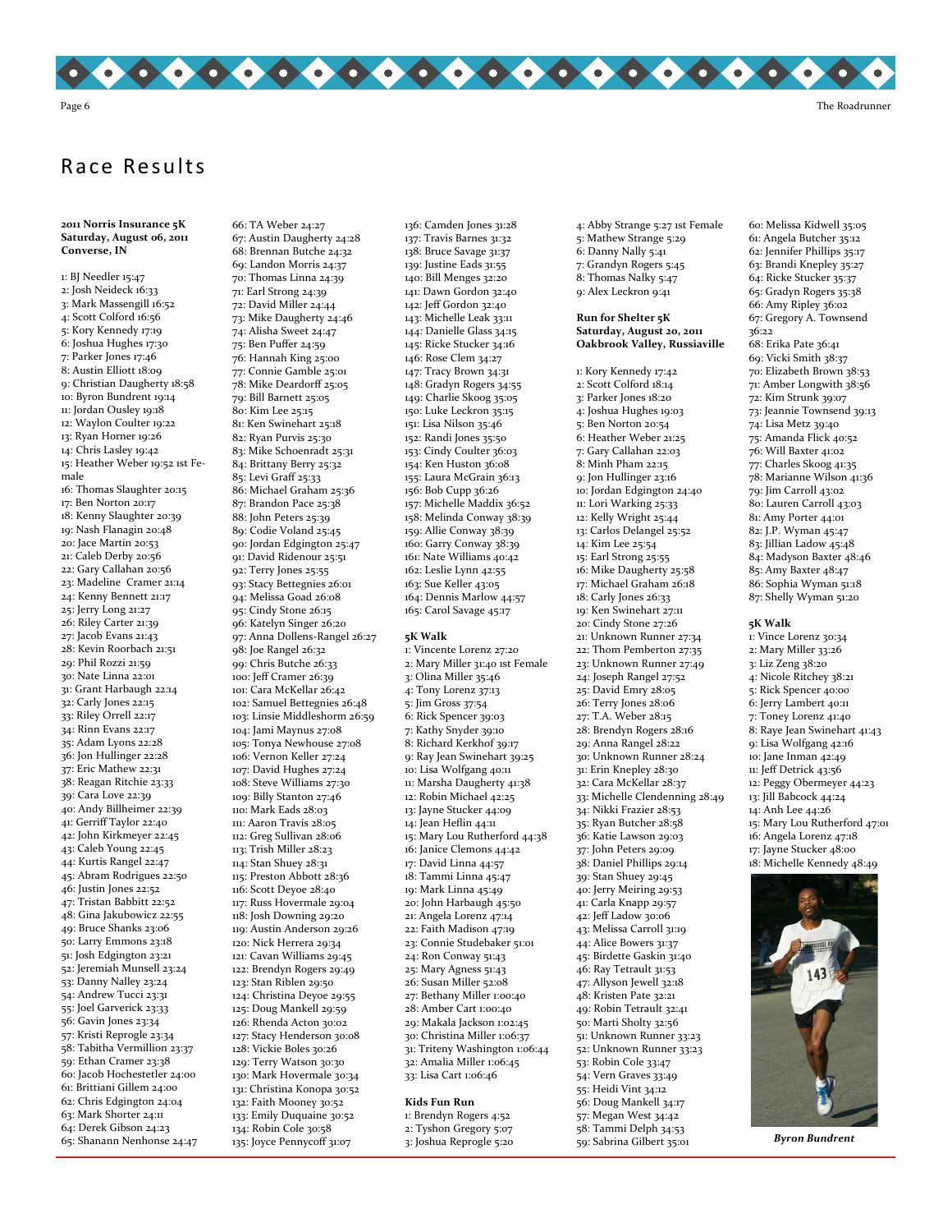# Race Results

**2011 Norris Insurance 5K**
**Saturday, August 06, 2011**
**Converse, IN**

1: BJ Needler 15:47
2: Josh Neideck 16:33
3: Mark Massengill 16:52
4: Scott Colford 16:56
5: Kory Kennedy 17:19
6: Joshua Hughes 17:30
7: Parker Jones 17:46
8: Austin Elliott 18:09
9: Christian Daugherty 18:58
10: Byron Bundrent 19:14
11: Jordan Ousley 19:18
12: Waylon Coulter 19:22
13: Ryan Horner 19:26
14: Chris Lasley 19:42
15: Heather Weber 19:52 1st Female
16: Thomas Slaughter 20:15
17: Ben Norton 20:17
18: Kenny Slaughter 20:39
19: Nash Flanagin 20:48
20: Jace Martin 20:53
21: Caleb Derby 20:56
22: Gary Callahan 20:56
23: Madeline Cramer 21:14
24: Kenny Bennett 21:17
25: Jerry Long 21:27
26: Riley Carter 21:39
27: Jacob Evans 21:43
28: Kevin Roorbach 21:51
29: Phil Rozzi 21:59
30: Nate Linna 22:01
31: Grant Harbaugh 22:14
32: Carly Jones 22:15
33: Riley Orrell 22:17
34: Rinn Evans 22:17
35: Adam Lyons 22:28
36: Jon Hullinger 22:28
37: Eric Mathew 22:31
38: Reagan Ritchie 23:33
39: Cara Love 22:39
40: Andy Billheimer 22:39
41: Gerriff Taylor 22:40
42: John Kirkmeyer 22:45
43: Caleb Young 22:45
44: Kurtis Rangel 22:47
45: Abram Rodrigues 22:50
46: Justin Jones 22:52
47: Tristan Babbitt 22:52
48: Gina Jakubowicz 22:55
49: Bruce Shanks 23:06
50: Larry Emmons 23:18
51: Josh Edgington 23:21
52: Jeremiah Munsell 23:24
53: Danny Nalley 23:24
54: Andrew Tucci 23:31
55: Joel Garverick 23:33
56: Gavin Jones 23:34
57: Kristi Reprogle 23:34
58: Tabitha Vermillion 23:37
59: Ethan Cramer 23:38
60: Jacob Hochestetler 24:00
61: Brittiani Gillem 24:00
62: Chris Edgington 24:04
63: Mark Shorter 24:11
64: Derek Gibson 24:23
65: Shanann Nenhonse 24:47
66: TA Weber 24:27
67: Austin Daugherty 24:28
68: Brennan Butche 24:32
69: Landon Morris 24:37
70: Thomas Linna 24:39
71: Earl Strong 24:39
72: David Miller 24:44
73: Mike Daugherty 24:46
74: Alisha Sweet 24:47
75: Ben Puffer 24:59
76: Hannah King 25:00
77: Connie Gamble 25:01
78: Mike Deardorff 25:05
79: Bill Barnett 25:05
80: Kim Lee 25:15
81: Ken Swinehart 25:18
82: Ryan Purvis 25:30
83: Mike Schoenradt 25:31
84: Brittany Berry 25:32
85: Levi Graff 25:33
86: Michael Graham 25:36
87: Brandon Pace 25:38
88: John Peters 25:39
89: Codie Voland 25:45
90: Jordan Edgington 25:47
91: David Ridenour 25:51
92: Terry Jones 25:55
93: Stacy Bettegnies 26:01
94: Melissa Goad 26:08
95: Cindy Stone 26:15
96: Katelyn Singer 26:20
97: Anna Dollens-Rangel 26:27
98: Joe Rangel 26:32
99: Chris Butche 26:33
100: Jeff Cramer 26:39
101: Cara McKellar 26:42
102: Samuel Bettegnies 26:48
103: Linsie Middleshorn 26:59
104: Jami Maynus 27:08
105: Tonya Newhouse 27:08
106: Vernon Keller 27:24
107: David Hughes 27:24
108: Steve Williams 27:30
109: Billy Stanton 27:46
110: Mark Eads 28:03
111: Aaron Travis 28:05
112: Greg Sullivan 28:06
113: Trish Miller 28:23
114: Stan Shuey 28:31
115: Preston Abbott 28:36
116: Scott Deyoe 28:40
117: Russ Hovermale 29:04
118: Josh Downing 29:20
119: Austin Anderson 29:26
120: Nick Herrera 29:34
121: Cavan Williams 29:45
122: Brendyn Rogers 29:49
123: Stan Riblen 29:50
124: Christina Deyoe 29:55
125: Doug Mankell 29:59
126: Rhenda Acton 30:02
127: Stacy Henderson 30:08
128: Vickie Boles 30:26
129: Terry Watson 30:30
130: Mark Hovermale 30:34
131: Christina Konopa 30:52
132: Faith Mooney 30:52
133: Emily Duquaine 30:52
134: Robin Cole 30:58
135: Joyce Pennycoff 31:07
136: Camden Jones 31:28
137: Travis Barnes 31:32
138: Bruce Savage 31:37
139: Justine Eads 31:55
140: Bill Menges 32:20
141: Dawn Gordon 32:40
142: Jeff Gordon 32:40
143: Michelle Leak 33:11
144: Danielle Glass 34:15
145: Ricke Stucker 34:16
146: Rose Clem 34:27
147: Tracy Brown 34:31
148: Gradyn Rogers 34:55
149: Charlie Skoog 35:05
150: Luke Leckron 35:15
151: Lisa Nilson 35:46
152: Randi Jones 35:50
153: Cindy Coulter 36:03
154: Ken Huston 36:08
155: Laura McGrain 36:13
156: Bob Cupp 36:26
157: Michelle Maddix 36:52
158: Melinda Conway 38:39
159: Allie Conway 38:39
160: Garry Conway 38:39
161: Nate Williams 40:42
162: Leslie Lynn 42:55
163: Sue Keller 43:05
164: Dennis Marlow 44:57
165: Carol Savage 45:17

**5K Walk**

1: Vincente Lorenz 27:20
2: Mary Miller 31:40 1st Female
3: Olina Miller 35:46
4: Tony Lorenz 37:13
5: Jim Gross 37:54
6: Rick Spencer 39:03
7: Kathy Snyder 39:10
8: Richard Kerkhof 39:17
9: Ray Jean Swinehart 39:25
10: Lisa Wolfgang 40:11
11: Marsha Daugherty 41:38
12: Robin Michael 42:25
13: Jayne Stucker 44:09
14: Jean Heflin 44:11
15: Mary Lou Rutherford 44:38
16: Janice Clemons 44:42
17: David Linna 44:57
18: Tammi Linna 45:47
19: Mark Linna 45:49
20: John Rutherford 45:50
21: Angela Lorenz 47:14
22: Faith Madison 47:19
23: Connie Studebaker 51:01
24: Ron Conway 51:43
25: Mary Agness 51:43
26: Susan Miller 52:08
27: Bethany Miller 1:00:40
28: Amber Cart 1:00:40
29: Makala Jackson 1:02:45
30: Christina Miller 1:06:37
31: Triteny Washington 1:06:44
32: Amalia Miller 1:06:45
33: Lisa Cart 1:06:46

**Kids Fun Run**

1: Brendyn Rogers 4:52
2: Tyshon Gregory 5:07
3: Joshua Reprogle 5:20
4: Abby Strange 5:27 1st Female
5: Mathew Strange 5:29
6: Danny Nally 5:41
7: Grandyn Rogers 5:45
8: Thomas Nalky 5:47
9: Alex Leckron 9:41

**Run for Shelter 5K**
**Saturday, August 20, 2011**
**Oakbrook Valley, Russiaville**

1: Kory Kennedy 17:42
2: Scott Colford 18:14
3: Parker Jones 18:20
4: Joshua Hughes 19:03
5: Ben Norton 20:54
6: Heather Weber 21:25
7: Gary Callahan 22:03
8: Minh Pham 22:15
9: Jon Hullinger 23:16
10: Jordan Edgington 24:40
11: Lori Warking 25:33
12: Kelly Wright 25:44
13: Carlos Delangel 25:52
14: Kim Lee 25:54
15: Earl Strong 25:55
16: Mike Daugherty 25:58
17: Michael Graham 26:18
18: Carly Jones 26:33
19: Ken Swinehart 27:11
20: Cindy Stone 27:26
21: Unknown Runner 27:34
22: Thom Pemberton 27:35
23: Unknown Runner 27:49
24: Joseph Rangel 27:52
25: David Emry 28:05
26: Terry Jones 28:06
27: T.A. Weber 28:15
28: Brendyn Rogers 28:16
29: Anna Rangel 28:22
30: Unknown Runner 28:24
31: Erin Knepley 28:30
32: Cara McKellar 28:37
33: Michelle Clendenning 28:49
34: Nikki Frazier 28:53
35: Ryan Butcher 28:58
36: Katie Lawson 29:03
37: John Peters 29:09
38: Daniel Phillips 29:14
39: Stan Shuey 29:45
40: Jerry Meiring 29:53
41: Carla Knapp 29:57
42: Jeff Ladow 30:06
43: Melissa Carroll 31:19
44: Alice Bowers 31:37
45: Birdette Gaskin 31:40
46: Ray Tetrault 31:53
47: Allyson Jewell 32:18
48: Kristen Pate 32:21
49: Robin Tetrault 32:41
50: Marti Sholty 32:56
51: Unknown Runner 33:23
52: Unknown Runner 33:23
53: Robin Cole 33:47
54: Vern Graves 33:49
55: Heidi Vint 34:12
56: Doug Mankell 34:17
57: Megan West 34:42
58: Tammi Delph 34:53
59: Sabrina Gilbert 35:01
60: Melissa Kidwell 35:05
61: Angela Butcher 35:12
62: Jennifer Phillips 35:17
63: Brandi Knepley 35:27
64: Ricke Stucker 35:37
65: Gradyn Rogers 35:38
66: Amy Ripley 36:02
67: Gregory A. Townsend 36:22
68: Erika Pate 36:41
69: Vicki Smith 38:37
70: Elizabeth Brown 38:53
71: Amber Longwith 38:56
72: Kim Strunk 39:07
73: Jeannie Townsend 39:13
74: Lisa Metz 39:40
75: Amanda Flick 40:52
76: Will Baxter 41:02
77: Charles Skoog 41:35
78: Marianne Wilson 41:36
79: Jim Carroll 43:02
80: Lauren Carroll 43:03
81: Amy Porter 44:01
82: J.P. Wyman 45:47
83: Jillian Ladow 45:48
84: Madyson Baxter 48:46
85: Amy Baxter 48:47
86: Sophia Wyman 51:18
87: Shelly Wyman 51:20

**5K Walk**

1: Vince Lorenz 30:34
2: Mary Miller 33:26
3: Liz Zeng 38:20
4: Nicole Ritchey 38:21
5: Rick Spencer 40:00
6: Jerry Lambert 40:11
7: Toney Lorenz 41:40
8: Raye Jean Swinehart 41:43
9: Lisa Wolfgang 42:16
10: Jane Inman 42:49
11: Jeff Detrick 43:56
12: Peggy Obermeyer 44:23
13: Jill Babcock 44:24
14: Anh Lee 44:46
15: Mary Lou Rutherford 47:01
16: Angela Lorenz 47:18
17: Jayne Stucker 48:00
18: Michelle Kennedy 48:49

*Byron Bundrent*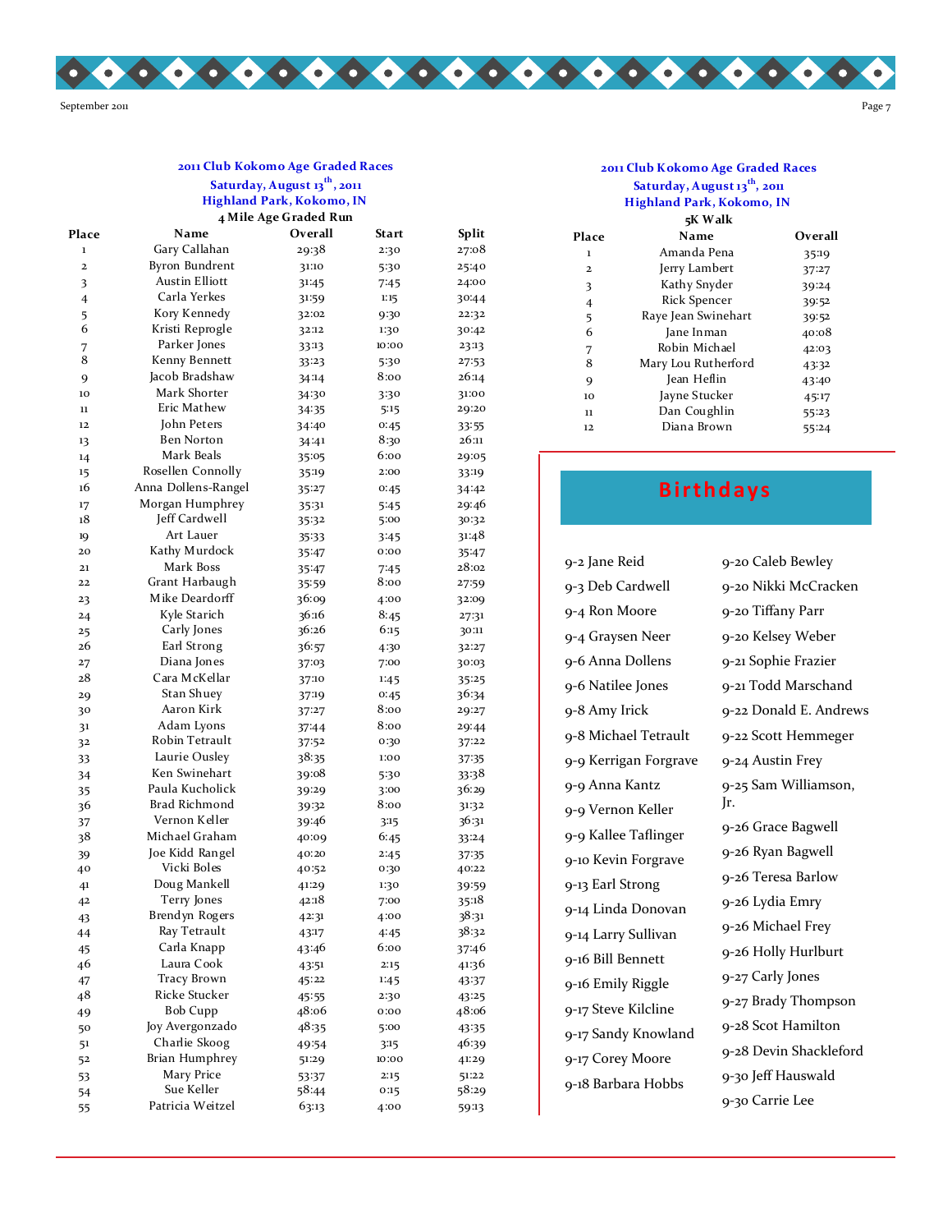## 2011 Club Kokomo Age Graded Races

**Saturday, August 13th, 2011**

**Highland Park, Kokomo, IN**

### 4 Mile Age Graded Run

| Place | Name | Overall | Start | Split |
|---|---|---|---|---|
| 1 | Gary Callahan | 29:38 | 2:30 | 27:08 |
| 2 | Byron Bundrent | 31:10 | 5:30 | 25:40 |
| 3 | Austin Elliott | 31:45 | 7:45 | 24:00 |
| 4 | Carla Yerkes | 31:59 | 1:15 | 30:44 |
| 5 | Kory Kennedy | 32:02 | 9:30 | 22:32 |
| 6 | Kristi Reprogle | 32:12 | 1:30 | 30:42 |
| 7 | Parker Jones | 33:13 | 10:00 | 23:13 |
| 8 | Kenny Bennett | 33:23 | 5:30 | 27:53 |
| 9 | Jacob Bradshaw | 34:14 | 8:00 | 26:14 |
| 10 | Mark Shorter | 34:30 | 3:30 | 31:00 |
| 11 | Eric Mathew | 34:35 | 5:15 | 29:20 |
| 12 | John Peters | 34:40 | 0:45 | 33:55 |
| 13 | Ben Norton | 34:41 | 8:30 | 26:11 |
| 14 | Mark Beals | 35:05 | 6:00 | 29:05 |
| 15 | Rosellen Connolly | 35:19 | 2:00 | 33:19 |
| 16 | Anna Dollens-Rangel | 35:27 | 0:45 | 34:42 |
| 17 | Morgan Humphrey | 35:31 | 5:45 | 29:46 |
| 18 | Jeff Cardwell | 35:32 | 5:00 | 30:32 |
| 19 | Art Lauer | 35:33 | 3:45 | 31:48 |
| 20 | Kathy Murdock | 35:47 | 0:00 | 35:47 |
| 21 | Mark Boss | 35:47 | 7:45 | 28:02 |
| 22 | Grant Harbaugh | 35:59 | 8:00 | 27:59 |
| 23 | Mike Deardorff | 36:09 | 4:00 | 32:09 |
| 24 | Kyle Starich | 36:16 | 8:45 | 27:31 |
| 25 | Carly Jones | 36:26 | 6:15 | 30:11 |
| 26 | Earl Strong | 36:57 | 4:30 | 32:27 |
| 27 | Diana Jones | 37:03 | 7:00 | 30:03 |
| 28 | Cara McKellar | 37:10 | 1:45 | 35:25 |
| 29 | Stan Shuey | 37:19 | 0:45 | 36:34 |
| 30 | Aaron Kirk | 37:27 | 8:00 | 29:27 |
| 31 | Adam Lyons | 37:44 | 8:00 | 29:44 |
| 32 | Robin Tetrault | 37:52 | 0:30 | 37:22 |
| 33 | Laurie Ousley | 38:35 | 1:00 | 37:35 |
| 34 | Ken Swinehart | 39:08 | 5:30 | 33:38 |
| 35 | Paula Kucholick | 39:29 | 3:00 | 36:29 |
| 36 | Brad Richmond | 39:32 | 8:00 | 31:32 |
| 37 | Vernon Keller | 39:46 | 3:15 | 36:31 |
| 38 | Michael Graham | 40:09 | 6:45 | 33:24 |
| 39 | Joe Kidd Rangel | 40:20 | 2:45 | 37:35 |
| 40 | Vicki Boles | 40:52 | 0:30 | 40:22 |
| 41 | Doug Mankell | 41:29 | 1:30 | 39:59 |
| 42 | Terry Jones | 42:18 | 7:00 | 35:18 |
| 43 | Brendyn Rogers | 42:31 | 4:00 | 38:31 |
| 44 | Ray Tetrault | 43:17 | 4:45 | 38:32 |
| 45 | Carla Knapp | 43:46 | 6:00 | 37:46 |
| 46 | Laura Cook | 43:51 | 2:15 | 41:36 |
| 47 | Tracy Brown | 45:22 | 1:45 | 43:37 |
| 48 | Ricke Stucker | 45:55 | 2:30 | 43:25 |
| 49 | Bob Cupp | 48:06 | 0:00 | 48:06 |
| 50 | Joy Avergonzado | 48:35 | 5:00 | 43:35 |
| 51 | Charlie Skoog | 49:54 | 3:15 | 46:39 |
| 52 | Brian Humphrey | 51:29 | 10:00 | 41:29 |
| 53 | Mary Price | 53:37 | 2:15 | 51:22 |
| 54 | Sue Keller | 58:44 | 0:15 | 58:29 |
| 55 | Patricia Weitzel | 63:13 | 4:00 | 59:13 |

## 2011 Club Kokomo Age Graded Races

**Saturday, August 13th, 2011**

**Highland Park, Kokomo, IN**

### 5K Walk

| Place | Name | Overall |
|---|---|---|
| 1 | Amanda Pena | 35:19 |
| 2 | Jerry Lambert | 37:27 |
| 3 | Kathy Snyder | 39:24 |
| 4 | Rick Spencer | 39:52 |
| 5 | Raye Jean Swinehart | 39:52 |
| 6 | Jane Inman | 40:08 |
| 7 | Robin Michael | 42:03 |
| 8 | Mary Lou Rutherford | 43:32 |
| 9 | Jean Heflin | 43:40 |
| 10 | Jayne Stucker | 45:17 |
| 11 | Dan Coughlin | 55:23 |
| 12 | Diana Brown | 55:24 |

## Birthdays

9-2 Jane Reid
9-3 Deb Cardwell
9-4 Ron Moore
9-4 Graysen Neer
9-6 Anna Dollens
9-6 Natilee Jones
9-8 Amy Irick
9-8 Michael Tetrault
9-9 Kerrigan Forgrave
9-9 Anna Kantz
9-9 Vernon Keller
9-9 Kallee Taflinger
9-10 Kevin Forgrave
9-13 Earl Strong
9-14 Linda Donovan
9-14 Larry Sullivan
9-16 Bill Bennett
9-16 Emily Riggle
9-17 Steve Kilcline
9-17 Sandy Knowland
9-17 Corey Moore
9-18 Barbara Hobbs
9-20 Caleb Bewley
9-20 Nikki McCracken
9-20 Tiffany Parr
9-20 Kelsey Weber
9-21 Sophie Frazier
9-21 Todd Marschand
9-22 Donald E. Andrews
9-22 Scott Hemmeger
9-24 Austin Frey
9-25 Sam Williamson, Jr.
9-26 Grace Bagwell
9-26 Ryan Bagwell
9-26 Teresa Barlow
9-26 Lydia Emry
9-26 Michael Frey
9-26 Holly Hurlburt
9-27 Carly Jones
9-27 Brady Thompson
9-28 Scot Hamilton
9-28 Devin Shackleford
9-30 Jeff Hauswald
9-30 Carrie Lee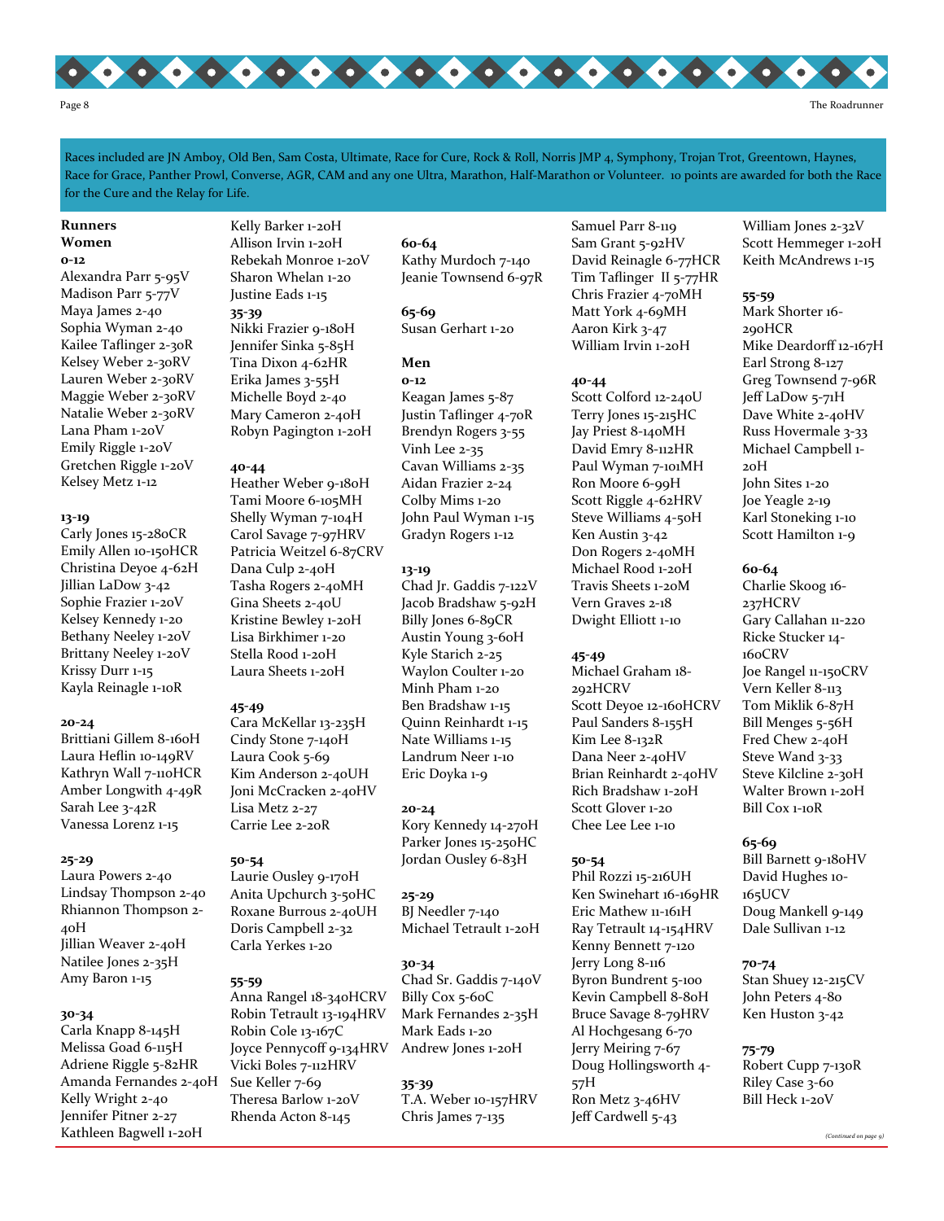Races included are JN Amboy, Old Ben, Sam Costa, Ultimate, Race for Cure, Rock & Roll, Norris JMP 4, Symphony, Trojan Trot, Greentown, Haynes, Race for Grace, Panther Prowl, Converse, AGR, CAM and any one Ultra, Marathon, Half-Marathon or Volunteer. 10 points are awarded for both the Race for the Cure and the Relay for Life.

**Runners**

**Women**

**0-12**

Alexandra Parr 5-95V
Madison Parr 5-77V
Maya James 2-40
Sophia Wyman 2-40
Kailee Taflinger 2-30R
Kelsey Weber 2-30RV
Lauren Weber 2-30RV
Maggie Weber 2-30RV
Natalie Weber 2-30RV
Lana Pham 1-20V
Emily Riggle 1-20V
Gretchen Riggle 1-20V
Kelsey Metz 1-12

**13-19**

Carly Jones 15-280CR
Emily Allen 10-150HCR
Christina Deyoe 4-62H
Jillian LaDow 3-42
Sophie Frazier 1-20V
Kelsey Kennedy 1-20
Bethany Neeley 1-20V
Brittany Neeley 1-20V
Krissy Durr 1-15
Kayla Reinagle 1-10R

**20-24**

Brittiani Gillem 8-160H
Laura Heflin 10-149RV
Kathryn Wall 7-110HCR
Amber Longwith 4-49R
Sarah Lee 3-42R
Vanessa Lorenz 1-15

**25-29**

Laura Powers 2-40
Lindsay Thompson 2-40
Rhiannon Thompson 2-40H
Jillian Weaver 2-40H
Natilee Jones 2-35H
Amy Baron 1-15

**30-34**

Carla Knapp 8-145H
Melissa Goad 6-115H
Adriene Riggle 5-82HR
Amanda Fernandes 2-40H
Kelly Wright 2-40
Jennifer Pitner 2-27
Kathleen Bagwell 1-20H
Kelly Barker 1-20H
Allison Irvin 1-20H
Rebekah Monroe 1-20V
Sharon Whelan 1-20
Justine Eads 1-15

**35-39**

Nikki Frazier 9-180H
Jennifer Sinka 5-85H
Tina Dixon 4-62HR
Erika James 3-55H
Michelle Boyd 2-40
Mary Cameron 2-40H
Robyn Pagington 1-20H

**40-44**

Heather Weber 9-180H
Tami Moore 6-105MH
Shelly Wyman 7-104H
Carol Savage 7-97HRV
Patricia Weitzel 6-87CRV
Dana Culp 2-40H
Tasha Rogers 2-40MH
Gina Sheets 2-40U
Kristine Bewley 1-20H
Lisa Birkhimer 1-20
Stella Rood 1-20H
Laura Sheets 1-20H

**45-49**

Cara McKellar 13-235H
Cindy Stone 7-140H
Laura Cook 5-69
Kim Anderson 2-40UH
Joni McCracken 2-40HV
Lisa Metz 2-27
Carrie Lee 2-20R

**50-54**

Laurie Ousley 9-170H
Anita Upchurch 3-50HC
Roxane Burrous 2-40UH
Doris Campbell 2-32
Carla Yerkes 1-20

**55-59**

Anna Rangel 18-340HCRV
Robin Tetrault 13-194HRV
Robin Cole 13-167C
Joyce Pennycoff 9-134HRV
Vicki Boles 7-112HRV
Sue Keller 7-69
Theresa Barlow 1-20V
Rhenda Acton 8-145

**60-64**

Kathy Murdoch 7-140
Jeanie Townsend 6-97R

**65-69**

Susan Gerhart 1-20

**Men**

**0-12**

Keagan James 5-87
Justin Taflinger 4-70R
Brendyn Rogers 3-55
Vinh Lee 2-35
Cavan Williams 2-35
Aidan Frazier 2-24
Colby Mims 1-20
John Paul Wyman 1-15
Gradyn Rogers 1-12

**13-19**

Chad Jr. Gaddis 7-122V
Jacob Bradshaw 5-92H
Billy Jones 6-89CR
Austin Young 3-60H
Kyle Starich 2-25
Waylon Coulter 1-20
Minh Pham 1-20
Ben Bradshaw 1-15
Quinn Reinhardt 1-15
Nate Williams 1-15
Landrum Neer 1-10
Eric Doyka 1-9

**20-24**

Kory Kennedy 14-270H
Parker Jones 15-250HC
Jordan Ousley 6-83H

**25-29**

BJ Needler 7-140
Michael Tetrault 1-20H

**30-34**

Chad Sr. Gaddis 7-140V
Billy Cox 5-60C
Mark Fernandes 2-35H
Mark Eads 1-20
Andrew Jones 1-20H

**35-39**

T.A. Weber 10-157HRV
Chris James 7-135
Samuel Parr 8-119
Sam Grant 5-92HV
David Reinagle 6-77HCR
Tim Taflinger II 5-77HR
Chris Frazier 4-70MH
Matt York 4-69MH
Aaron Kirk 3-47
William Irvin 1-20H

**40-44**

Scott Colford 12-240U
Terry Jones 15-215HC
Jay Priest 8-140MH
David Emry 8-112HR
Paul Wyman 7-101MH
Ron Moore 6-99H
Scott Riggle 4-62HRV
Steve Williams 4-50H
Ken Austin 3-42
Don Rogers 2-40MH
Michael Rood 1-20H
Travis Sheets 1-20M
Vern Graves 2-18
Dwight Elliott 1-10

**45-49**

Michael Graham 18-292HCRV
Scott Deyoe 12-160HCRV
Paul Sanders 8-155H
Kim Lee 8-132R
Dana Neer 2-40HV
Brian Reinhardt 2-40HV
Rich Bradshaw 1-20H
Scott Glover 1-20
Chee Lee Lee 1-10

**50-54**

Phil Rozzi 15-216UH
Ken Swinehart 16-169HR
Eric Mathew 11-161H
Ray Tetrault 14-154HRV
Kenny Bennett 7-120
Jerry Long 8-116
Byron Bundrent 5-100
Kevin Campbell 8-80H
Bruce Savage 8-79HRV
Al Hochgesang 6-70
Jerry Meiring 7-67
Doug Hollingsworth 4-57H
Ron Metz 3-46HV
Jeff Cardwell 5-43
William Jones 2-32V
Scott Hemmeger 1-20H
Keith McAndrews 1-15

**55-59**

Mark Shorter 16-290HCR
Mike Deardorff 12-167H
Earl Strong 8-127
Greg Townsend 7-96R
Jeff LaDow 5-71H
Dave White 2-40HV
Russ Hovermale 3-33
Michael Campbell 1-20H
John Sites 1-20
Joe Yeagle 2-19
Karl Stoneking 1-10
Scott Hamilton 1-9

**60-64**

Charlie Skoog 16-237HCRV
Gary Callahan 11-220
Ricke Stucker 14-160CRV
Joe Rangel 11-150CRV
Vern Keller 8-113
Tom Miklik 6-87H
Bill Menges 5-56H
Fred Chew 2-40H
Steve Wand 3-33
Steve Kilcline 2-30H
Walter Brown 1-20H
Bill Cox 1-10R

**65-69**

Bill Barnett 9-180HV
David Hughes 10-165UCV
Doug Mankell 9-149
Dale Sullivan 1-12

**70-74**

Stan Shuey 12-215CV
John Peters 4-80
Ken Huston 3-42

**75-79**

Robert Cupp 7-130R
Riley Case 3-60
Bill Heck 1-20V

*(Continued on page 9)*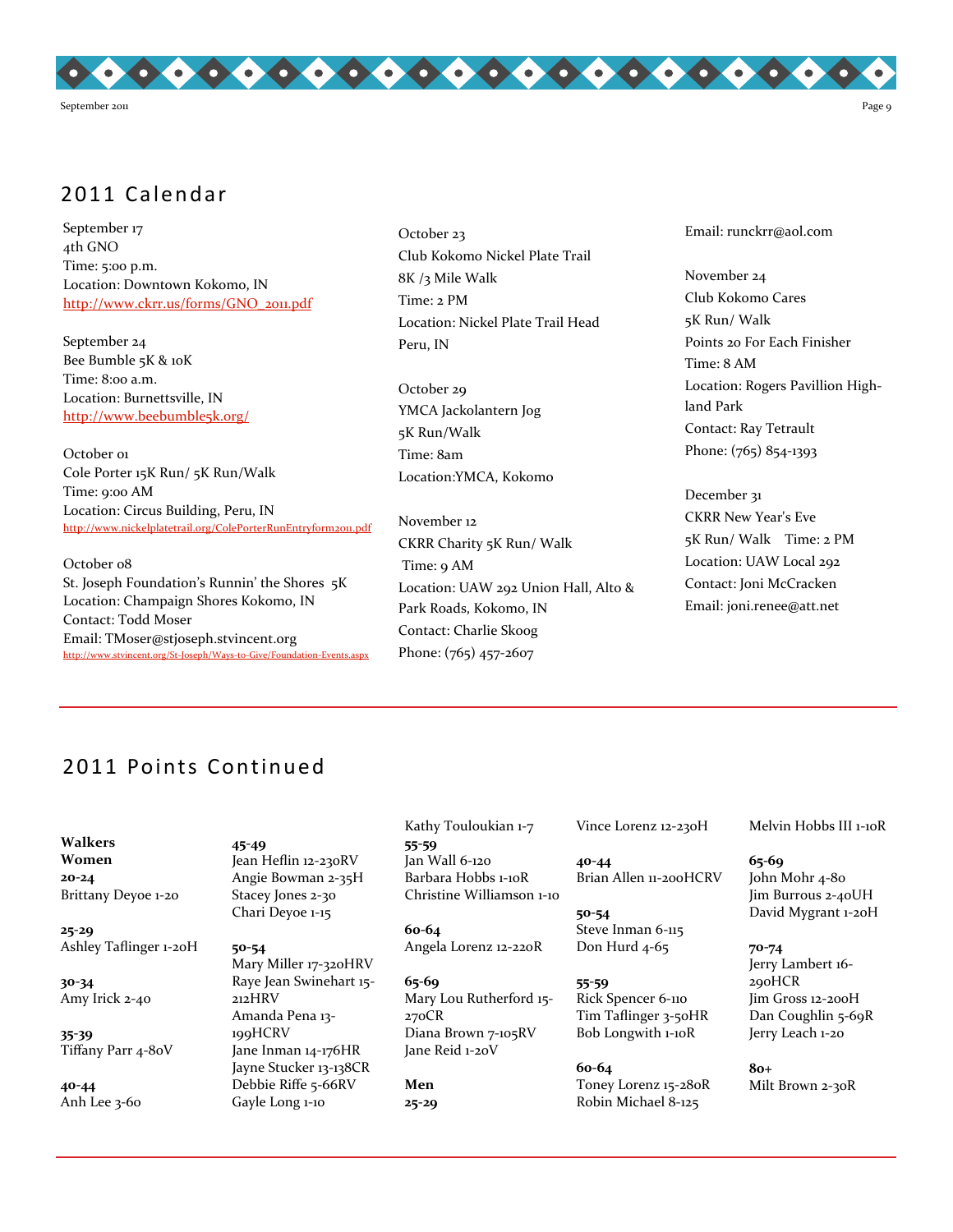## 2011 Calendar

September 17
4th GNO
Time: 5:00 p.m.
Location: Downtown Kokomo, IN
http://www.ckrr.us/forms/GNO_2011.pdf

September 24
Bee Bumble 5K & 10K
Time: 8:00 a.m.
Location: Burnettsville, IN
http://www.beebumble5k.org/

October 01
Cole Porter 15K Run/ 5K Run/Walk
Time: 9:00 AM
Location: Circus Building, Peru, IN
http://www.nickelplatetrail.org/ColePorterRunEntryform2011.pdf

October 08
St. Joseph Foundation's Runnin' the Shores 5K
Location: Champaign Shores Kokomo, IN
Contact: Todd Moser
Email: TMoser@stjoseph.stvincent.org
http://www.stvincent.org/St-Joseph/Ways-to-Give/Foundation-Events.aspx

October 23
Club Kokomo Nickel Plate Trail
8K /3 Mile Walk
Time: 2 PM
Location: Nickel Plate Trail Head
Peru, IN

October 29
YMCA Jackolantern Jog
5K Run/Walk
Time: 8am
Location:YMCA, Kokomo

November 12
CKRR Charity 5K Run/ Walk
Time: 9 AM
Location: UAW 292 Union Hall, Alto & Park Roads, Kokomo, IN
Contact: Charlie Skoog
Phone: (765) 457-2607
Email: runckrr@aol.com

November 24
Club Kokomo Cares
5K Run/ Walk
Points 20 For Each Finisher
Time: 8 AM
Location: Rogers Pavillion Highland Park
Contact: Ray Tetrault
Phone: (765) 854-1393

December 31
CKRR New Year's Eve
5K Run/ Walk Time: 2 PM
Location: UAW Local 292
Contact: Joni McCracken
Email: joni.renee@att.net

## 2011 Points Continued

**Walkers**
**Women**

**20-24**
Brittany Deyoe 1-20

**25-29**
Ashley Taflinger 1-20H

**30-34**
Amy Irick 2-40

**35-39**
Tiffany Parr 4-80V

**40-44**
Anh Lee 3-60

**45-49**
Jean Heflin 12-230RV
Angie Bowman 2-35H
Stacey Jones 2-30
Chari Deyoe 1-15

**50-54**
Mary Miller 17-320HRV
Raye Jean Swinehart 15-212HRV
Amanda Pena 13-199HCRV
Jane Inman 14-176HR
Jayne Stucker 13-138CR
Debbie Riffe 5-66RV
Gayle Long 1-10
Kathy Touloukian 1-7

**55-59**
Jan Wall 6-120
Barbara Hobbs 1-10R
Christine Williamson 1-10

**60-64**
Angela Lorenz 12-220R

**65-69**
Mary Lou Rutherford 15-270CR
Diana Brown 7-105RV
Jane Reid 1-20V

**Men**

**25-29**
Vince Lorenz 12-230H

**40-44**
Brian Allen 11-200HCRV

**50-54**
Steve Inman 6-115
Don Hurd 4-65

**55-59**
Rick Spencer 6-110
Tim Taflinger 3-50HR
Bob Longwith 1-10R

**60-64**
Toney Lorenz 15-280R
Robin Michael 8-125
Melvin Hobbs III 1-10R

**65-69**
John Mohr 4-80
Jim Burrous 2-40UH
David Mygrant 1-20H

**70-74**
Jerry Lambert 16-290HCR
Jim Gross 12-200H
Dan Coughlin 5-69R
Jerry Leach 1-20

**80+**
Milt Brown 2-30R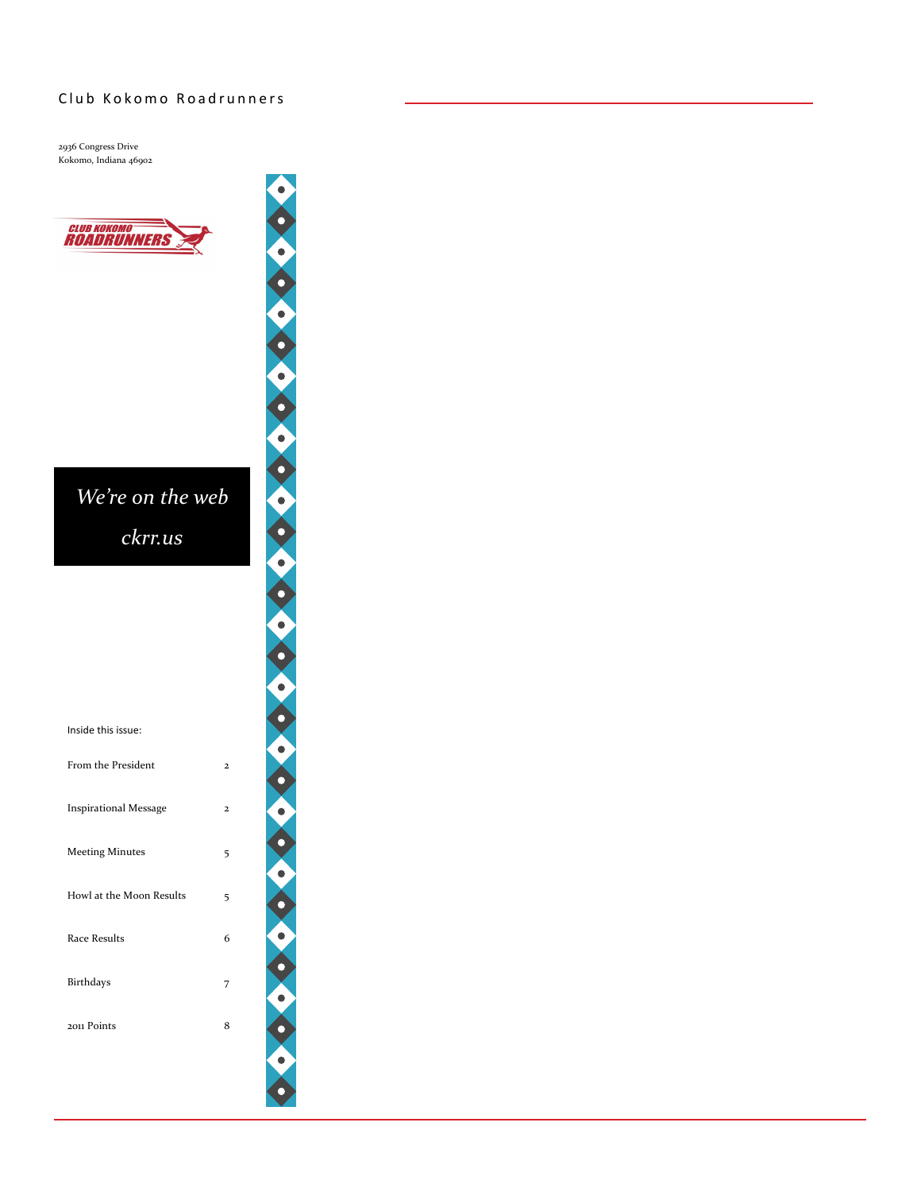Club Kokomo Roadrunners

2936 Congress Drive
Kokomo, Indiana 46902

*We're on the web*

*ckrr.us*

Inside this issue:

| | |
|---|---|
| From the President | 2 |
| Inspirational Message | 2 |
| Meeting Minutes | 5 |
| Howl at the Moon Results | 5 |
| Race Results | 6 |
| Birthdays | 7 |
| 2011 Points | 8 |